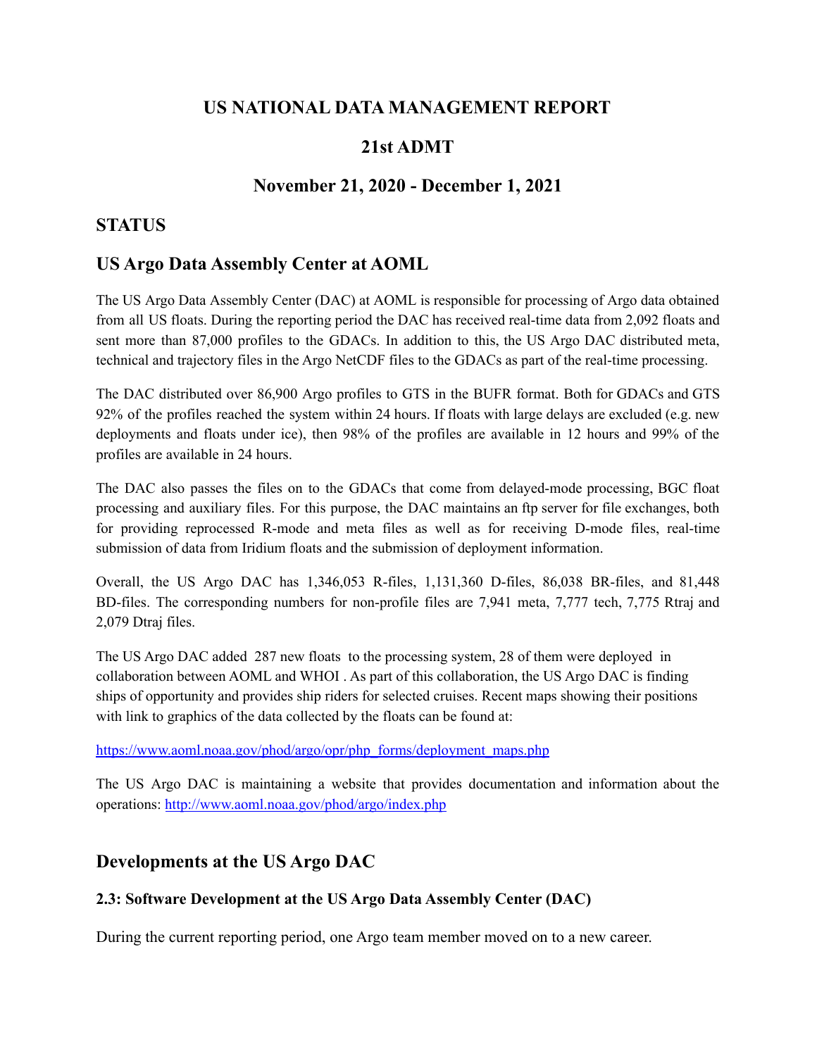# US NATIONAL DATA MANAGEMENT REPORT

# 21st ADMT

## November 21, 2020 - December 1, 2021

## STATUS

## US Argo Data Assembly Center at AOML

The US Argo Data Assembly Center (DAC) at AOML is responsible for processing of Argo data obtained from all US floats. During the reporting period the DAC has received real-time data from 2,092 floats and sent more than 87,000 profiles to the GDACs. In addition to this, the US Argo DAC distributed meta, technical and trajectory files in the Argo NetCDF files to the GDACs as part of the real-time processing.

The DAC distributed over 86,900 Argo profiles to GTS in the BUFR format. Both for GDACs and GTS 92% of the profiles reached the system within 24 hours. If floats with large delays are excluded (e.g. new deployments and floats under ice), then 98% of the profiles are available in 12 hours and 99% of the profiles are available in 24 hours.

The DAC also passes the files on to the GDACs that come from delayed-mode processing, BGC float processing and auxiliary files. For this purpose, the DAC maintains an ftp server for file exchanges, both for providing reprocessed R-mode and meta files as well as for receiving D-mode files, real-time submission of data from Iridium floats and the submission of deployment information.

Overall, the US Argo DAC has 1,346,053 R-files, 1,131,360 D-files, 86,038 BR-files, and 81,448 BD-files. The corresponding numbers for non-profile files are 7,941 meta, 7,777 tech, 7,775 Rtraj and 2,079 Dtraj files.

The US Argo DAC added 287 new floats to the processing system, 28 of them were deployed in collaboration between AOML and WHOI . As part of this collaboration, the US Argo DAC is finding ships of opportunity and provides ship riders for selected cruises. Recent maps showing their positions with link to graphics of the data collected by the floats can be found at:

https://www.aoml.noaa.gov/phod/argo/opr/php_forms/deployment_maps.php

The US Argo DAC is maintaining a website that provides documentation and information about the operations: http://www.aoml.noaa.gov/phod/argo/index.php

## Developments at the US Argo DAC

### 2.3: Software Development at the US Argo Data Assembly Center (DAC)

During the current reporting period, one Argo team member moved on to a new career.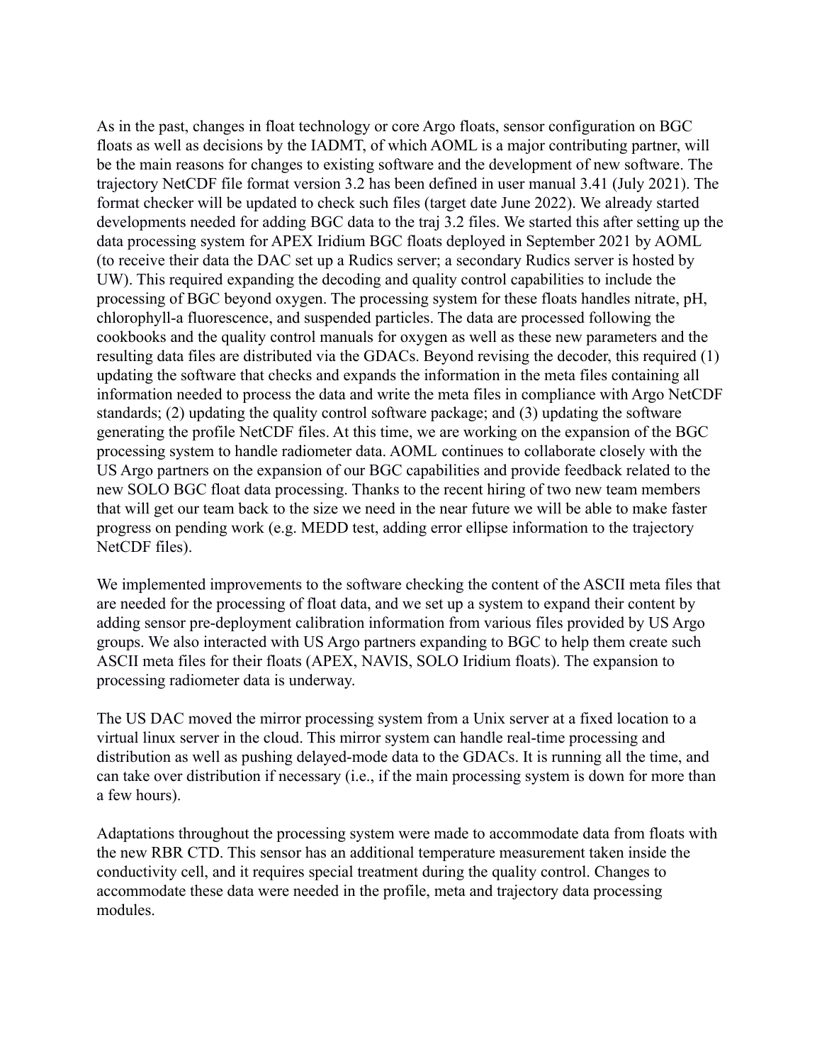As in the past, changes in float technology or core Argo floats, sensor configuration on BGC floats as well as decisions by the IADMT, of which AOML is a major contributing partner, will be the main reasons for changes to existing software and the development of new software. The trajectory NetCDF file format version 3.2 has been defined in user manual 3.41 (July 2021). The format checker will be updated to check such files (target date June 2022). We already started developments needed for adding BGC data to the traj 3.2 files. We started this after setting up the data processing system for APEX Iridium BGC floats deployed in September 2021 by AOML (to receive their data the DAC set up a Rudics server; a secondary Rudics server is hosted by UW). This required expanding the decoding and quality control capabilities to include the processing of BGC beyond oxygen. The processing system for these floats handles nitrate, pH, chlorophyll-a fluorescence, and suspended particles. The data are processed following the cookbooks and the quality control manuals for oxygen as well as these new parameters and the resulting data files are distributed via the GDACs. Beyond revising the decoder, this required (1) updating the software that checks and expands the information in the meta files containing all information needed to process the data and write the meta files in compliance with Argo NetCDF standards; (2) updating the quality control software package; and (3) updating the software generating the profile NetCDF files. At this time, we are working on the expansion of the BGC processing system to handle radiometer data. AOML continues to collaborate closely with the US Argo partners on the expansion of our BGC capabilities and provide feedback related to the new SOLO BGC float data processing. Thanks to the recent hiring of two new team members that will get our team back to the size we need in the near future we will be able to make faster progress on pending work (e.g. MEDD test, adding error ellipse information to the trajectory NetCDF files).

We implemented improvements to the software checking the content of the ASCII meta files that are needed for the processing of float data, and we set up a system to expand their content by adding sensor pre-deployment calibration information from various files provided by US Argo groups. We also interacted with US Argo partners expanding to BGC to help them create such ASCII meta files for their floats (APEX, NAVIS, SOLO Iridium floats). The expansion to processing radiometer data is underway.

The US DAC moved the mirror processing system from a Unix server at a fixed location to a virtual linux server in the cloud. This mirror system can handle real-time processing and distribution as well as pushing delayed-mode data to the GDACs. It is running all the time, and can take over distribution if necessary (i.e., if the main processing system is down for more than a few hours).

Adaptations throughout the processing system were made to accommodate data from floats with the new RBR CTD. This sensor has an additional temperature measurement taken inside the conductivity cell, and it requires special treatment during the quality control. Changes to accommodate these data were needed in the profile, meta and trajectory data processing modules.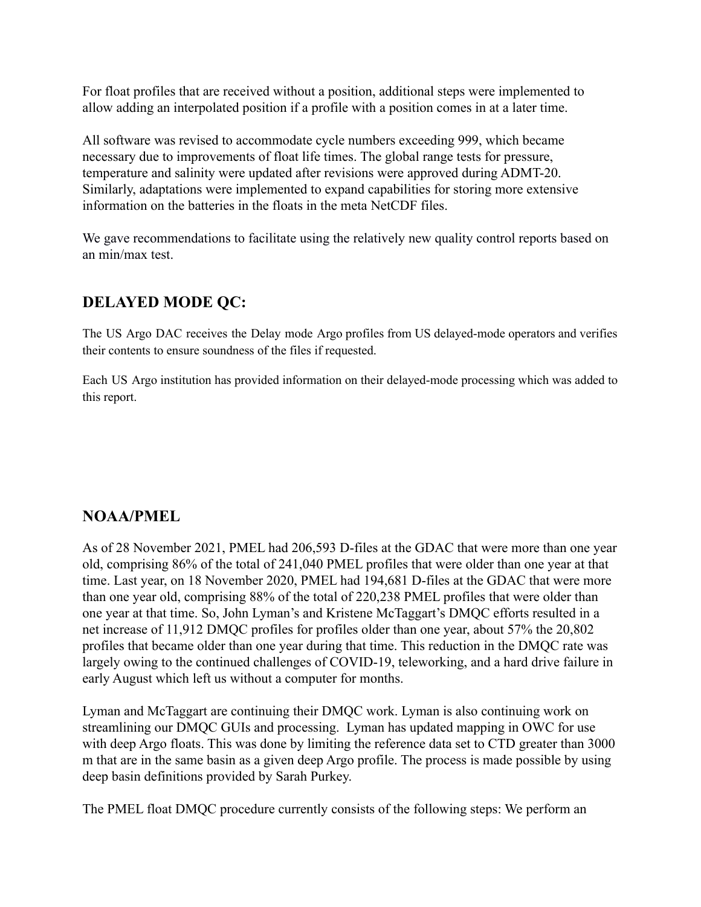For float profiles that are received without a position, additional steps were implemented to allow adding an interpolated position if a profile with a position comes in at a later time.

All software was revised to accommodate cycle numbers exceeding 999, which became necessary due to improvements of float life times. The global range tests for pressure, temperature and salinity were updated after revisions were approved during ADMT-20. Similarly, adaptations were implemented to expand capabilities for storing more extensive information on the batteries in the floats in the meta NetCDF files.

We gave recommendations to facilitate using the relatively new quality control reports based on an min/max test.

## DELAYED MODE QC:

The US Argo DAC receives the Delay mode Argo profiles from US delayed-mode operators and verifies their contents to ensure soundness of the files if requested.

Each US Argo institution has provided information on their delayed-mode processing which was added to this report.

## NOAA/PMEL

As of 28 November 2021, PMEL had 206,593 D-files at the GDAC that were more than one year old, comprising 86% of the total of 241,040 PMEL profiles that were older than one year at that time. Last year, on 18 November 2020, PMEL had 194,681 D-files at the GDAC that were more than one year old, comprising 88% of the total of 220,238 PMEL profiles that were older than one year at that time. So, John Lyman's and Kristene McTaggart's DMQC efforts resulted in a net increase of 11,912 DMQC profiles for profiles older than one year, about 57% the 20,802 profiles that became older than one year during that time. This reduction in the DMQC rate was largely owing to the continued challenges of COVID-19, teleworking, and a hard drive failure in early August which left us without a computer for months.

Lyman and McTaggart are continuing their DMQC work. Lyman is also continuing work on streamlining our DMQC GUIs and processing. Lyman has updated mapping in OWC for use with deep Argo floats. This was done by limiting the reference data set to CTD greater than 3000 m that are in the same basin as a given deep Argo profile. The process is made possible by using deep basin definitions provided by Sarah Purkey.

The PMEL float DMQC procedure currently consists of the following steps: We perform an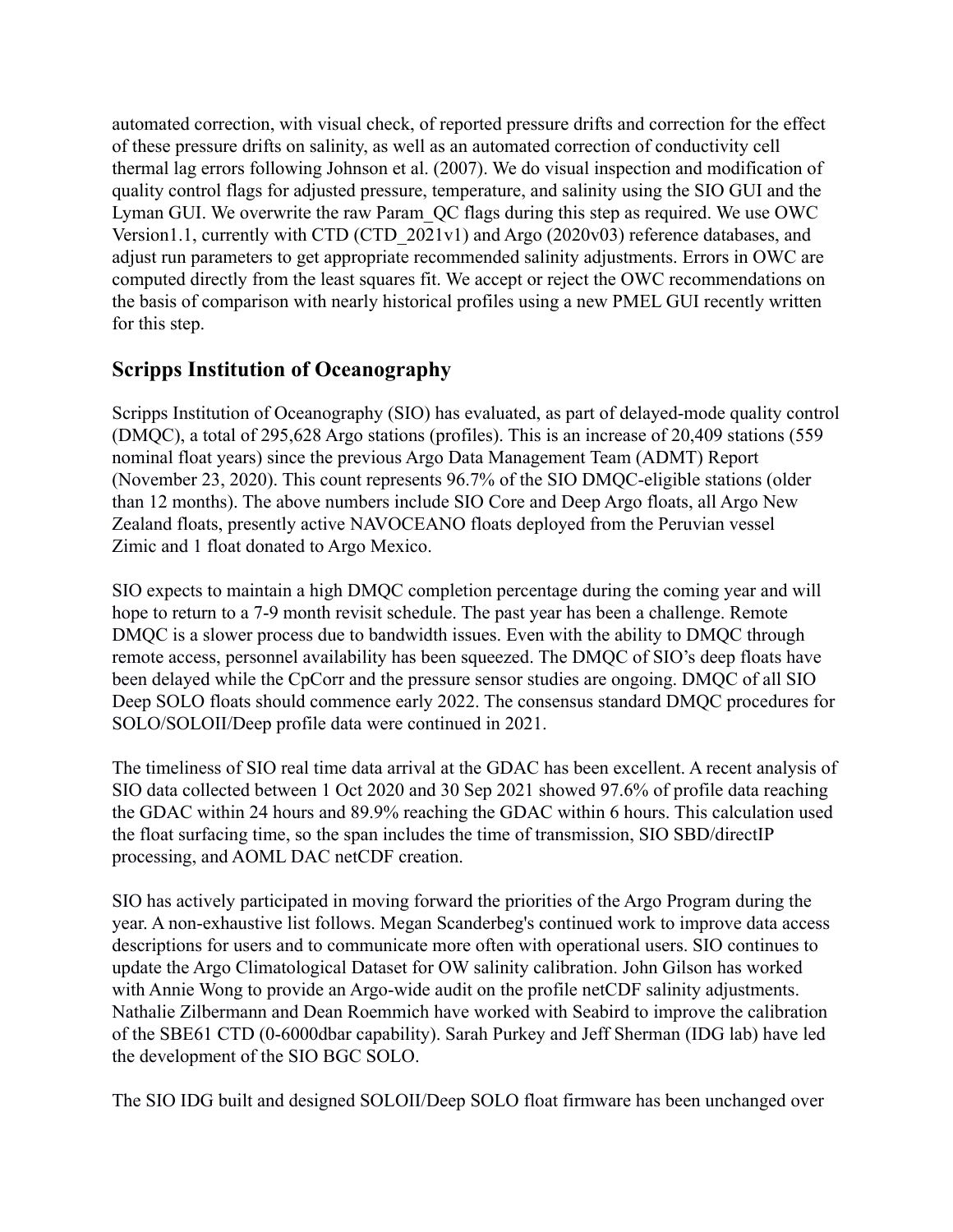automated correction, with visual check, of reported pressure drifts and correction for the effect of these pressure drifts on salinity, as well as an automated correction of conductivity cell thermal lag errors following Johnson et al. (2007). We do visual inspection and modification of quality control flags for adjusted pressure, temperature, and salinity using the SIO GUI and the Lyman GUI. We overwrite the raw Param_QC flags during this step as required. We use OWC Version1.1, currently with CTD (CTD_2021v1) and Argo (2020v03) reference databases, and adjust run parameters to get appropriate recommended salinity adjustments. Errors in OWC are computed directly from the least squares fit. We accept or reject the OWC recommendations on the basis of comparison with nearly historical profiles using a new PMEL GUI recently written for this step.

## Scripps Institution of Oceanography

Scripps Institution of Oceanography (SIO) has evaluated, as part of delayed-mode quality control (DMQC), a total of 295,628 Argo stations (profiles). This is an increase of 20,409 stations (559 nominal float years) since the previous Argo Data Management Team (ADMT) Report (November 23, 2020). This count represents 96.7% of the SIO DMQC-eligible stations (older than 12 months). The above numbers include SIO Core and Deep Argo floats, all Argo New Zealand floats, presently active NAVOCEANO floats deployed from the Peruvian vessel Zimic and 1 float donated to Argo Mexico.

SIO expects to maintain a high DMQC completion percentage during the coming year and will hope to return to a 7-9 month revisit schedule. The past year has been a challenge. Remote DMQC is a slower process due to bandwidth issues. Even with the ability to DMQC through remote access, personnel availability has been squeezed. The DMQC of SIO's deep floats have been delayed while the CpCorr and the pressure sensor studies are ongoing. DMQC of all SIO Deep SOLO floats should commence early 2022. The consensus standard DMQC procedures for SOLO/SOLOII/Deep profile data were continued in 2021.

The timeliness of SIO real time data arrival at the GDAC has been excellent. A recent analysis of SIO data collected between 1 Oct 2020 and 30 Sep 2021 showed 97.6% of profile data reaching the GDAC within 24 hours and 89.9% reaching the GDAC within 6 hours. This calculation used the float surfacing time, so the span includes the time of transmission, SIO SBD/directIP processing, and AOML DAC netCDF creation.

SIO has actively participated in moving forward the priorities of the Argo Program during the year. A non-exhaustive list follows. Megan Scanderbeg's continued work to improve data access descriptions for users and to communicate more often with operational users. SIO continues to update the Argo Climatological Dataset for OW salinity calibration. John Gilson has worked with Annie Wong to provide an Argo-wide audit on the profile netCDF salinity adjustments. Nathalie Zilbermann and Dean Roemmich have worked with Seabird to improve the calibration of the SBE61 CTD (0-6000dbar capability). Sarah Purkey and Jeff Sherman (IDG lab) have led the development of the SIO BGC SOLO.

The SIO IDG built and designed SOLOII/Deep SOLO float firmware has been unchanged over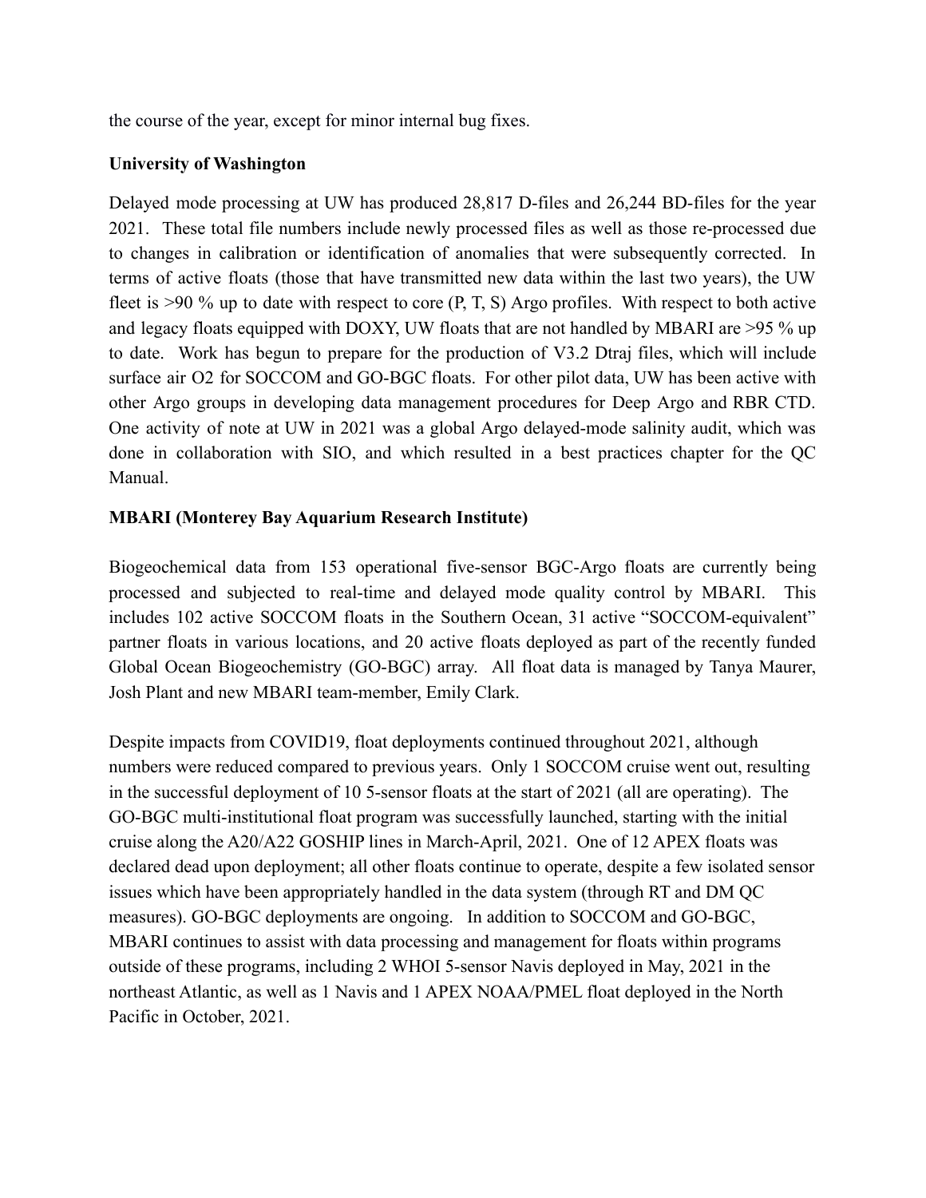the course of the year, except for minor internal bug fixes.

**University of Washington**

Delayed mode processing at UW has produced 28,817 D-files and 26,244 BD-files for the year 2021. These total file numbers include newly processed files as well as those re-processed due to changes in calibration or identification of anomalies that were subsequently corrected. In terms of active floats (those that have transmitted new data within the last two years), the UW fleet is >90 % up to date with respect to core (P, T, S) Argo profiles. With respect to both active and legacy floats equipped with DOXY, UW floats that are not handled by MBARI are >95 % up to date. Work has begun to prepare for the production of V3.2 Dtraj files, which will include surface air O2 for SOCCOM and GO-BGC floats. For other pilot data, UW has been active with other Argo groups in developing data management procedures for Deep Argo and RBR CTD. One activity of note at UW in 2021 was a global Argo delayed-mode salinity audit, which was done in collaboration with SIO, and which resulted in a best practices chapter for the QC Manual.

**MBARI (Monterey Bay Aquarium Research Institute)**

Biogeochemical data from 153 operational five-sensor BGC-Argo floats are currently being processed and subjected to real-time and delayed mode quality control by MBARI. This includes 102 active SOCCOM floats in the Southern Ocean, 31 active "SOCCOM-equivalent" partner floats in various locations, and 20 active floats deployed as part of the recently funded Global Ocean Biogeochemistry (GO-BGC) array. All float data is managed by Tanya Maurer, Josh Plant and new MBARI team-member, Emily Clark.

Despite impacts from COVID19, float deployments continued throughout 2021, although numbers were reduced compared to previous years. Only 1 SOCCOM cruise went out, resulting in the successful deployment of 10 5-sensor floats at the start of 2021 (all are operating). The GO-BGC multi-institutional float program was successfully launched, starting with the initial cruise along the A20/A22 GOSHIP lines in March-April, 2021. One of 12 APEX floats was declared dead upon deployment; all other floats continue to operate, despite a few isolated sensor issues which have been appropriately handled in the data system (through RT and DM QC measures). GO-BGC deployments are ongoing. In addition to SOCCOM and GO-BGC, MBARI continues to assist with data processing and management for floats within programs outside of these programs, including 2 WHOI 5-sensor Navis deployed in May, 2021 in the northeast Atlantic, as well as 1 Navis and 1 APEX NOAA/PMEL float deployed in the North Pacific in October, 2021.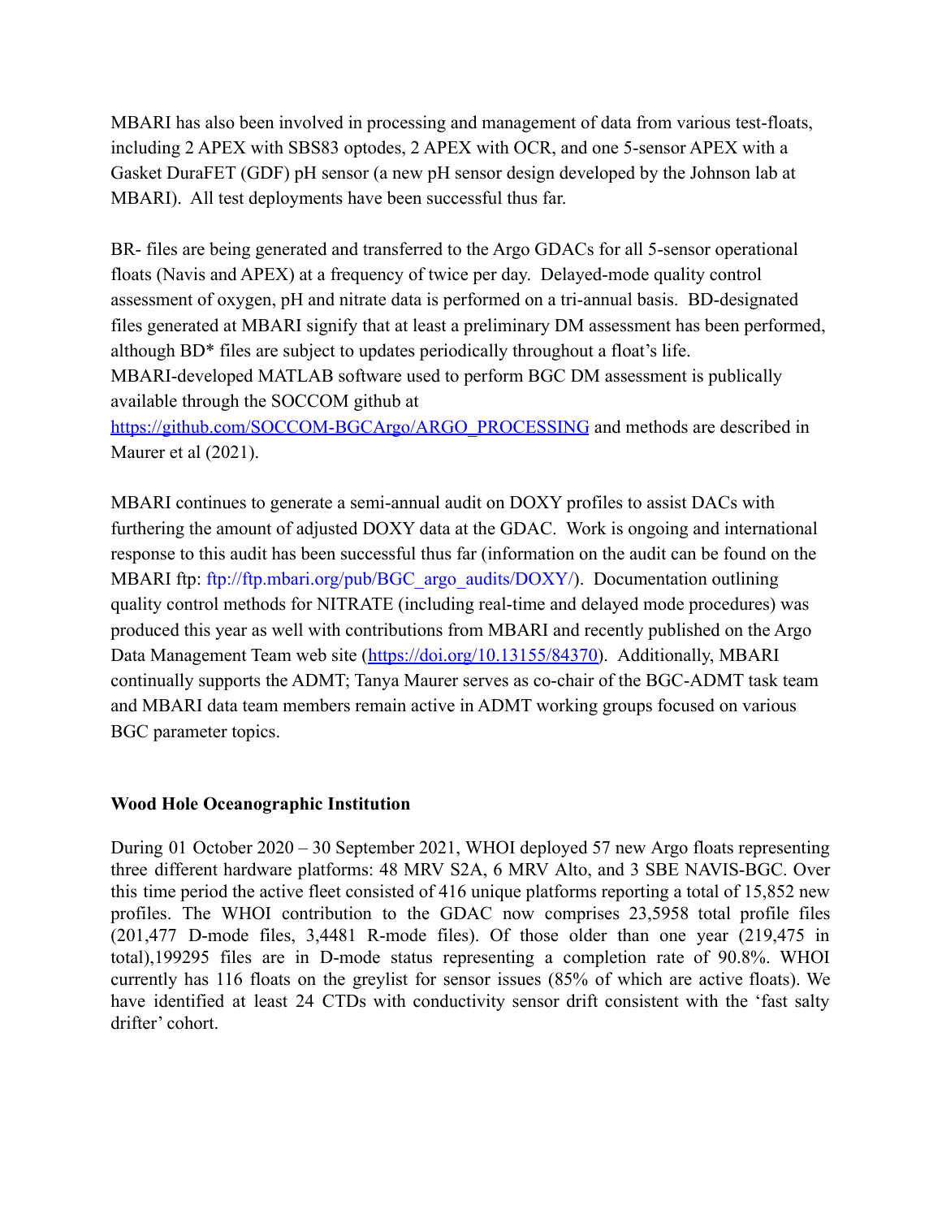MBARI has also been involved in processing and management of data from various test-floats, including 2 APEX with SBS83 optodes, 2 APEX with OCR, and one 5-sensor APEX with a Gasket DuraFET (GDF) pH sensor (a new pH sensor design developed by the Johnson lab at MBARI). All test deployments have been successful thus far.

BR- files are being generated and transferred to the Argo GDACs for all 5-sensor operational floats (Navis and APEX) at a frequency of twice per day. Delayed-mode quality control assessment of oxygen, pH and nitrate data is performed on a tri-annual basis. BD-designated files generated at MBARI signify that at least a preliminary DM assessment has been performed, although BD* files are subject to updates periodically throughout a float's life. MBARI-developed MATLAB software used to perform BGC DM assessment is publically available through the SOCCOM github at https://github.com/SOCCOM-BGCArgo/ARGO_PROCESSING and methods are described in Maurer et al (2021).

MBARI continues to generate a semi-annual audit on DOXY profiles to assist DACs with furthering the amount of adjusted DOXY data at the GDAC. Work is ongoing and international response to this audit has been successful thus far (information on the audit can be found on the MBARI ftp: ftp://ftp.mbari.org/pub/BGC_argo_audits/DOXY/). Documentation outlining quality control methods for NITRATE (including real-time and delayed mode procedures) was produced this year as well with contributions from MBARI and recently published on the Argo Data Management Team web site (https://doi.org/10.13155/84370). Additionally, MBARI continually supports the ADMT; Tanya Maurer serves as co-chair of the BGC-ADMT task team and MBARI data team members remain active in ADMT working groups focused on various BGC parameter topics.

**Wood Hole Oceanographic Institution**

During 01 October 2020 – 30 September 2021, WHOI deployed 57 new Argo floats representing three different hardware platforms: 48 MRV S2A, 6 MRV Alto, and 3 SBE NAVIS-BGC. Over this time period the active fleet consisted of 416 unique platforms reporting a total of 15,852 new profiles. The WHOI contribution to the GDAC now comprises 23,5958 total profile files (201,477 D-mode files, 3,4481 R-mode files). Of those older than one year (219,475 in total),199295 files are in D-mode status representing a completion rate of 90.8%. WHOI currently has 116 floats on the greylist for sensor issues (85% of which are active floats). We have identified at least 24 CTDs with conductivity sensor drift consistent with the 'fast salty drifter' cohort.